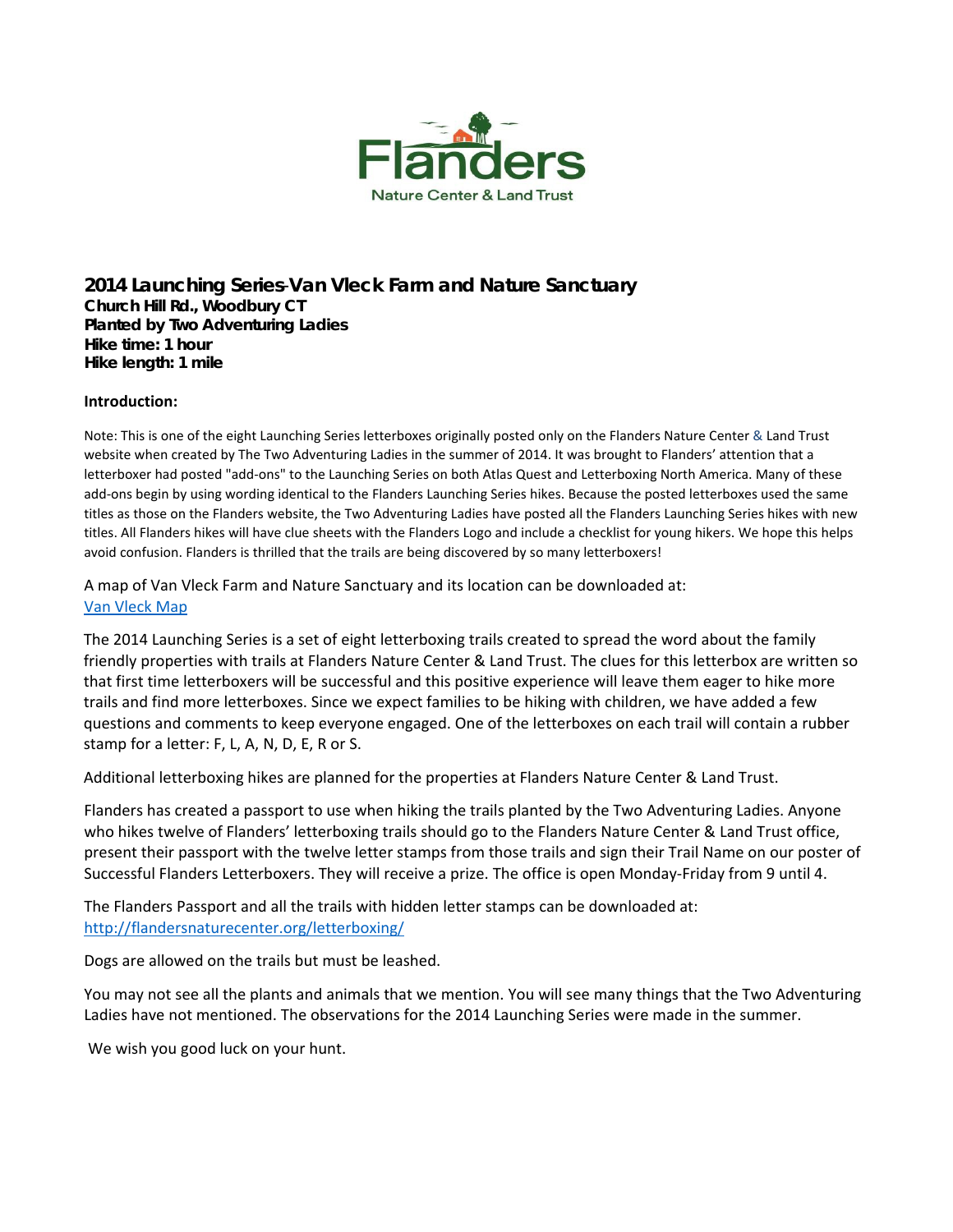Flanders

Nature Center & Land Trust

## 2014 Launching Series-Van Vleck Farm and Nature Sanctuary

**Church Hill Rd., Woodbury CT**
**Planted by Two Adventuring Ladies**
**Hike time: 1 hour**
**Hike length: 1 mile**

**Introduction:**

Note: This is one of the eight Launching Series letterboxes originally posted only on the Flanders Nature Center & Land Trust website when created by The Two Adventuring Ladies in the summer of 2014. It was brought to Flanders' attention that a letterboxer had posted "add-ons" to the Launching Series on both Atlas Quest and Letterboxing North America. Many of these add-ons begin by using wording identical to the Flanders Launching Series hikes. Because the posted letterboxes used the same titles as those on the Flanders website, the Two Adventuring Ladies have posted all the Flanders Launching Series hikes with new titles. All Flanders hikes will have clue sheets with the Flanders Logo and include a checklist for young hikers. We hope this helps avoid confusion. Flanders is thrilled that the trails are being discovered by so many letterboxers!

A map of Van Vleck Farm and Nature Sanctuary and its location can be downloaded at:
Van Vleck Map

The 2014 Launching Series is a set of eight letterboxing trails created to spread the word about the family friendly properties with trails at Flanders Nature Center & Land Trust. The clues for this letterbox are written so that first time letterboxers will be successful and this positive experience will leave them eager to hike more trails and find more letterboxes. Since we expect families to be hiking with children, we have added a few questions and comments to keep everyone engaged. One of the letterboxes on each trail will contain a rubber stamp for a letter: F, L, A, N, D, E, R or S.

Additional letterboxing hikes are planned for the properties at Flanders Nature Center & Land Trust.

Flanders has created a passport to use when hiking the trails planted by the Two Adventuring Ladies. Anyone who hikes twelve of Flanders' letterboxing trails should go to the Flanders Nature Center & Land Trust office, present their passport with the twelve letter stamps from those trails and sign their Trail Name on our poster of Successful Flanders Letterboxers. They will receive a prize. The office is open Monday-Friday from 9 until 4.

The Flanders Passport and all the trails with hidden letter stamps can be downloaded at:
http://flandersnaturecenter.org/letterboxing/

Dogs are allowed on the trails but must be leashed.

You may not see all the plants and animals that we mention. You will see many things that the Two Adventuring Ladies have not mentioned. The observations for the 2014 Launching Series were made in the summer.

We wish you good luck on your hunt.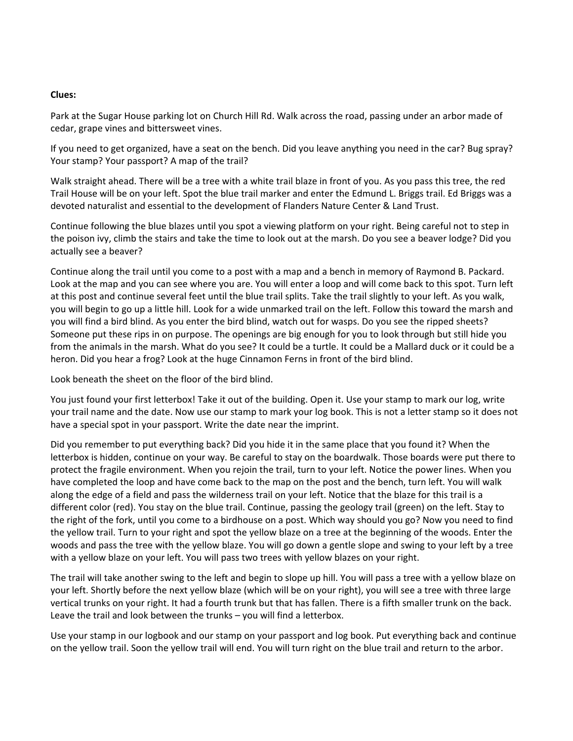**Clues:**

Park at the Sugar House parking lot on Church Hill Rd. Walk across the road, passing under an arbor made of cedar, grape vines and bittersweet vines.

If you need to get organized, have a seat on the bench. Did you leave anything you need in the car? Bug spray? Your stamp? Your passport? A map of the trail?

Walk straight ahead. There will be a tree with a white trail blaze in front of you. As you pass this tree, the red Trail House will be on your left. Spot the blue trail marker and enter the Edmund L. Briggs trail. Ed Briggs was a devoted naturalist and essential to the development of Flanders Nature Center & Land Trust.

Continue following the blue blazes until you spot a viewing platform on your right. Being careful not to step in the poison ivy, climb the stairs and take the time to look out at the marsh. Do you see a beaver lodge? Did you actually see a beaver?

Continue along the trail until you come to a post with a map and a bench in memory of Raymond B. Packard. Look at the map and you can see where you are. You will enter a loop and will come back to this spot. Turn left at this post and continue several feet until the blue trail splits. Take the trail slightly to your left. As you walk, you will begin to go up a little hill. Look for a wide unmarked trail on the left. Follow this toward the marsh and you will find a bird blind. As you enter the bird blind, watch out for wasps. Do you see the ripped sheets? Someone put these rips in on purpose. The openings are big enough for you to look through but still hide you from the animals in the marsh. What do you see? It could be a turtle. It could be a Mallard duck or it could be a heron. Did you hear a frog? Look at the huge Cinnamon Ferns in front of the bird blind.

Look beneath the sheet on the floor of the bird blind.

You just found your first letterbox! Take it out of the building. Open it. Use your stamp to mark our log, write your trail name and the date. Now use our stamp to mark your log book. This is not a letter stamp so it does not have a special spot in your passport. Write the date near the imprint.

Did you remember to put everything back? Did you hide it in the same place that you found it? When the letterbox is hidden, continue on your way. Be careful to stay on the boardwalk. Those boards were put there to protect the fragile environment. When you rejoin the trail, turn to your left. Notice the power lines. When you have completed the loop and have come back to the map on the post and the bench, turn left. You will walk along the edge of a field and pass the wilderness trail on your left. Notice that the blaze for this trail is a different color (red). You stay on the blue trail. Continue, passing the geology trail (green) on the left. Stay to the right of the fork, until you come to a birdhouse on a post. Which way should you go? Now you need to find the yellow trail. Turn to your right and spot the yellow blaze on a tree at the beginning of the woods. Enter the woods and pass the tree with the yellow blaze. You will go down a gentle slope and swing to your left by a tree with a yellow blaze on your left. You will pass two trees with yellow blazes on your right.

The trail will take another swing to the left and begin to slope up hill. You will pass a tree with a yellow blaze on your left. Shortly before the next yellow blaze (which will be on your right), you will see a tree with three large vertical trunks on your right. It had a fourth trunk but that has fallen. There is a fifth smaller trunk on the back. Leave the trail and look between the trunks – you will find a letterbox.

Use your stamp in our logbook and our stamp on your passport and log book. Put everything back and continue on the yellow trail. Soon the yellow trail will end. You will turn right on the blue trail and return to the arbor.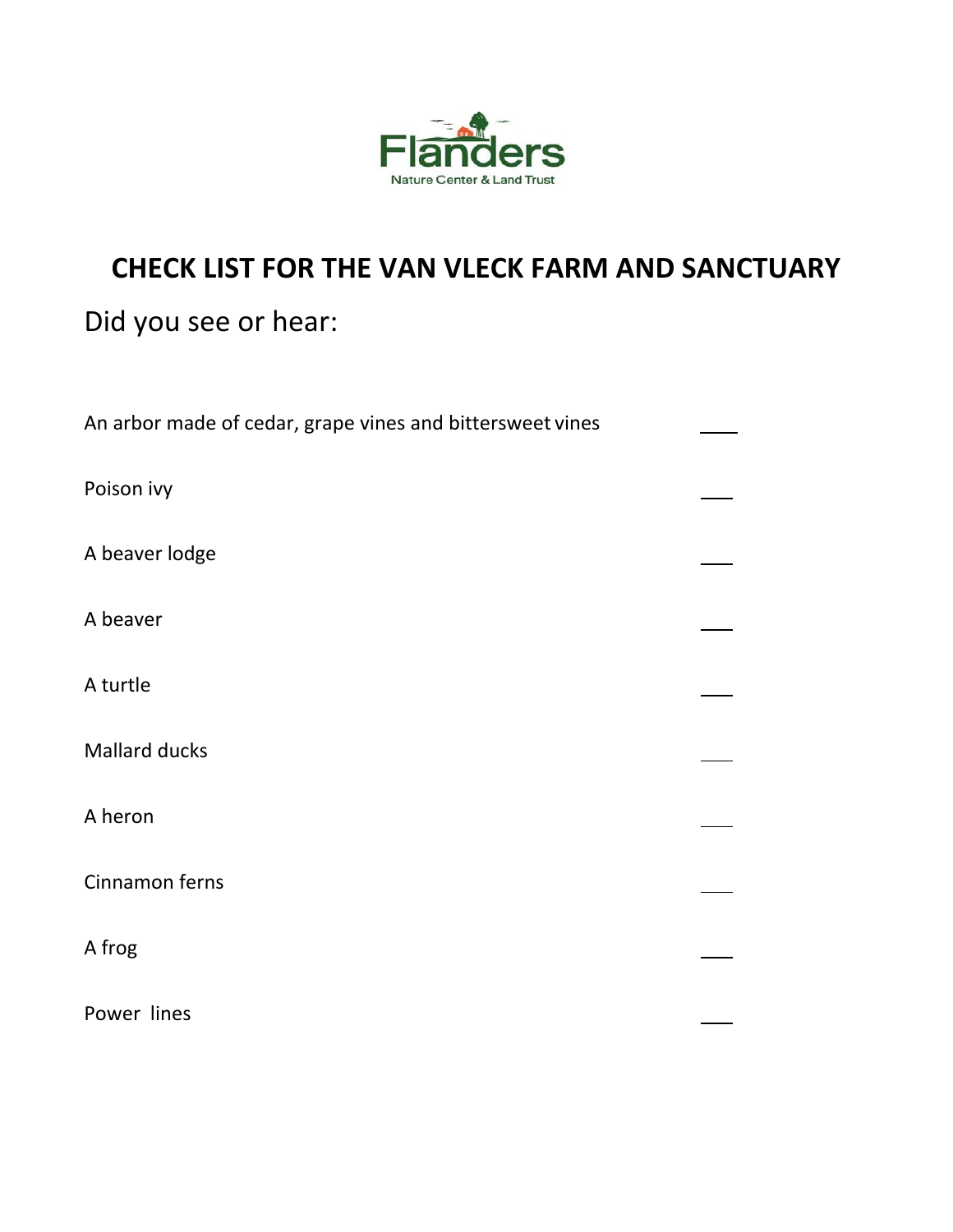Flanders

Nature Center & Land Trust

# CHECK LIST FOR THE VAN VLECK FARM AND SANCTUARY

Did you see or hear:

An arbor made of cedar, grape vines and bittersweet vines ____

Poison ivy ___

A beaver lodge ___

A beaver ___

A turtle ___

Mallard ducks ___

A heron ___

Cinnamon ferns ___

A frog ___

Power lines ___